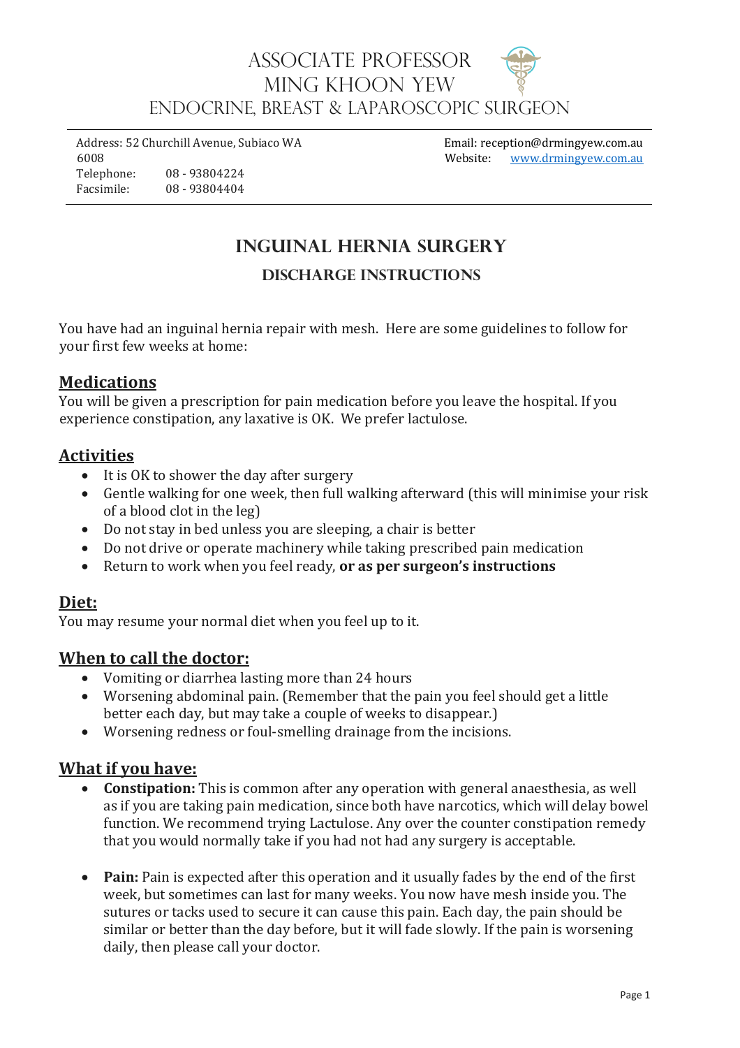# Associate Professor Ming Khoon Yew
## Endocrine, Breast & Laparoscopic Surgeon

Address: 52 Churchill Avenue, Subiaco WA 6008
Telephone: 08 - 93804224
Facsimile: 08 - 93804404

Email: reception@drmingyew.com.au
Website: www.drmingyew.com.au

# Inguinal Hernia Surgery

## Discharge Instructions

You have had an inguinal hernia repair with mesh. Here are some guidelines to follow for your first few weeks at home:

### Medications

You will be given a prescription for pain medication before you leave the hospital. If you experience constipation, any laxative is OK. We prefer lactulose.

### Activities

- It is OK to shower the day after surgery
- Gentle walking for one week, then full walking afterward (this will minimise your risk of a blood clot in the leg)
- Do not stay in bed unless you are sleeping, a chair is better
- Do not drive or operate machinery while taking prescribed pain medication
- Return to work when you feel ready, **or as per surgeon's instructions**

### Diet:

You may resume your normal diet when you feel up to it.

### When to call the doctor:

- Vomiting or diarrhea lasting more than 24 hours
- Worsening abdominal pain. (Remember that the pain you feel should get a little better each day, but may take a couple of weeks to disappear.)
- Worsening redness or foul-smelling drainage from the incisions.

### What if you have:

- **Constipation:** This is common after any operation with general anaesthesia, as well as if you are taking pain medication, since both have narcotics, which will delay bowel function. We recommend trying Lactulose. Any over the counter constipation remedy that you would normally take if you had not had any surgery is acceptable.

- **Pain:** Pain is expected after this operation and it usually fades by the end of the first week, but sometimes can last for many weeks. You now have mesh inside you. The sutures or tacks used to secure it can cause this pain. Each day, the pain should be similar or better than the day before, but it will fade slowly. If the pain is worsening daily, then please call your doctor.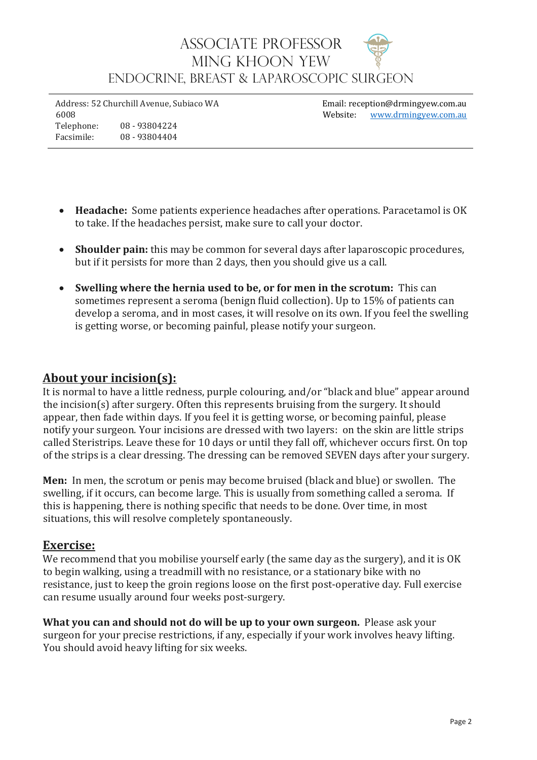- **Headache:** Some patients experience headaches after operations. Paracetamol is OK to take. If the headaches persist, make sure to call your doctor.

- **Shoulder pain:** this may be common for several days after laparoscopic procedures, but if it persists for more than 2 days, then you should give us a call.

- **Swelling where the hernia used to be, or for men in the scrotum:** This can sometimes represent a seroma (benign fluid collection). Up to 15% of patients can develop a seroma, and in most cases, it will resolve on its own. If you feel the swelling is getting worse, or becoming painful, please notify your surgeon.

## About your incision(s):

It is normal to have a little redness, purple colouring, and/or "black and blue" appear around the incision(s) after surgery. Often this represents bruising from the surgery. It should appear, then fade within days. If you feel it is getting worse, or becoming painful, please notify your surgeon. Your incisions are dressed with two layers: on the skin are little strips called Steristrips. Leave these for 10 days or until they fall off, whichever occurs first. On top of the strips is a clear dressing. The dressing can be removed SEVEN days after your surgery.

**Men:** In men, the scrotum or penis may become bruised (black and blue) or swollen. The swelling, if it occurs, can become large. This is usually from something called a seroma. If this is happening, there is nothing specific that needs to be done. Over time, in most situations, this will resolve completely spontaneously.

## Exercise:

We recommend that you mobilise yourself early (the same day as the surgery), and it is OK to begin walking, using a treadmill with no resistance, or a stationary bike with no resistance, just to keep the groin regions loose on the first post-operative day. Full exercise can resume usually around four weeks post-surgery.

**What you can and should not do will be up to your own surgeon.** Please ask your surgeon for your precise restrictions, if any, especially if your work involves heavy lifting. You should avoid heavy lifting for six weeks.